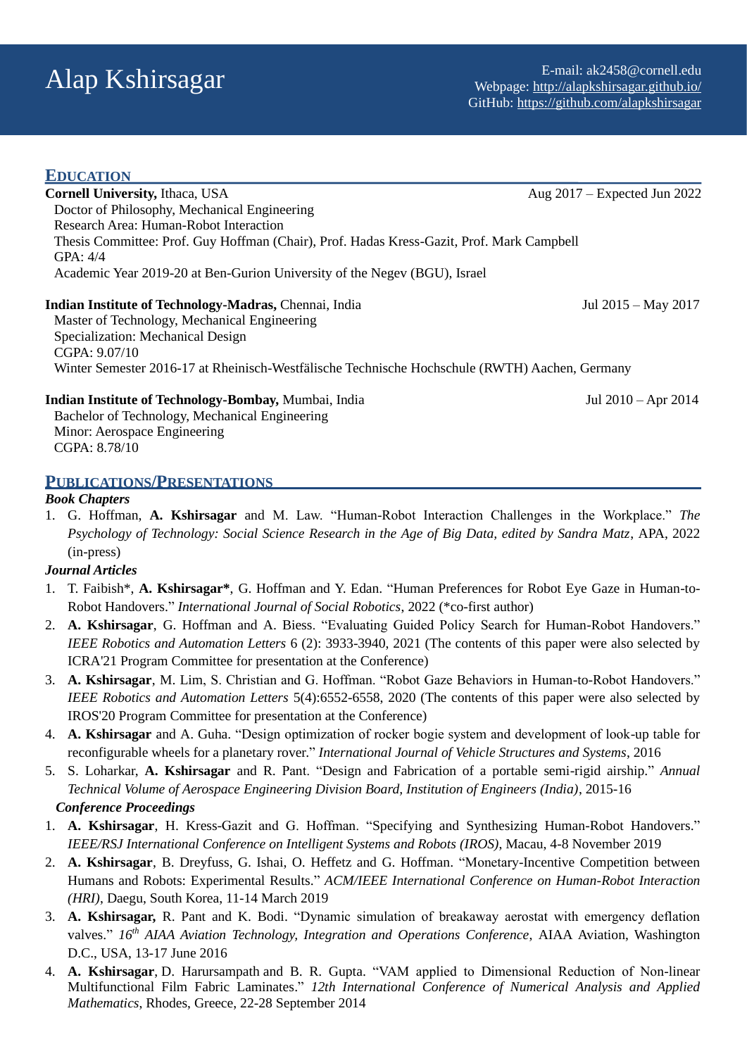# Alap Kshirsagar

E-mail: ak2458@cornell.edu
Webpage: http://alapkshirsagar.github.io/
GitHub: https://github.com/alapkshirsagar

## EDUCATION

**Cornell University,** Ithaca, USA — Aug 2017 – Expected Jun 2022
Doctor of Philosophy, Mechanical Engineering
Research Area: Human-Robot Interaction
Thesis Committee: Prof. Guy Hoffman (Chair), Prof. Hadas Kress-Gazit, Prof. Mark Campbell
GPA: 4/4
Academic Year 2019-20 at Ben-Gurion University of the Negev (BGU), Israel

**Indian Institute of Technology-Madras,** Chennai, India — Jul 2015 – May 2017
Master of Technology, Mechanical Engineering
Specialization: Mechanical Design
CGPA: 9.07/10
Winter Semester 2016-17 at Rheinisch-Westfälische Technische Hochschule (RWTH) Aachen, Germany

**Indian Institute of Technology-Bombay,** Mumbai, India — Jul 2010 – Apr 2014
Bachelor of Technology, Mechanical Engineering
Minor: Aerospace Engineering
CGPA: 8.78/10

## PUBLICATIONS/PRESENTATIONS

***Book Chapters***

1. G. Hoffman, **A. Kshirsagar** and M. Law. "Human-Robot Interaction Challenges in the Workplace." *The Psychology of Technology: Social Science Research in the Age of Big Data, edited by Sandra Matz*, APA, 2022 (in-press)

***Journal Articles***

1. T. Faibish*, **A. Kshirsagar***, G. Hoffman and Y. Edan. "Human Preferences for Robot Eye Gaze in Human-to-Robot Handovers." *International Journal of Social Robotics*, 2022 (*co-first author)
2. **A. Kshirsagar**, G. Hoffman and A. Biess. "Evaluating Guided Policy Search for Human-Robot Handovers." *IEEE Robotics and Automation Letters* 6 (2): 3933-3940, 2021 (The contents of this paper were also selected by ICRA'21 Program Committee for presentation at the Conference)
3. **A. Kshirsagar**, M. Lim, S. Christian and G. Hoffman. "Robot Gaze Behaviors in Human-to-Robot Handovers." *IEEE Robotics and Automation Letters* 5(4):6552-6558, 2020 (The contents of this paper were also selected by IROS'20 Program Committee for presentation at the Conference)
4. **A. Kshirsagar** and A. Guha. "Design optimization of rocker bogie system and development of look-up table for reconfigurable wheels for a planetary rover." *International Journal of Vehicle Structures and Systems*, 2016
5. S. Loharkar, **A. Kshirsagar** and R. Pant. "Design and Fabrication of a portable semi-rigid airship." *Annual Technical Volume of Aerospace Engineering Division Board, Institution of Engineers (India)*, 2015-16

***Conference Proceedings***

1. **A. Kshirsagar**, H. Kress-Gazit and G. Hoffman. "Specifying and Synthesizing Human-Robot Handovers." *IEEE/RSJ International Conference on Intelligent Systems and Robots (IROS)*, Macau, 4-8 November 2019
2. **A. Kshirsagar**, B. Dreyfuss, G. Ishai, O. Heffetz and G. Hoffman. "Monetary-Incentive Competition between Humans and Robots: Experimental Results." *ACM/IEEE International Conference on Human-Robot Interaction (HRI)*, Daegu, South Korea, 11-14 March 2019
3. **A. Kshirsagar,** R. Pant and K. Bodi. "Dynamic simulation of breakaway aerostat with emergency deflation valves." *16$^{th}$ AIAA Aviation Technology, Integration and Operations Conference*, AIAA Aviation, Washington D.C., USA, 13-17 June 2016
4. **A. Kshirsagar**, D. Harursampath and B. R. Gupta. "VAM applied to Dimensional Reduction of Non-linear Multifunctional Film Fabric Laminates." *12th International Conference of Numerical Analysis and Applied Mathematics*, Rhodes, Greece, 22-28 September 2014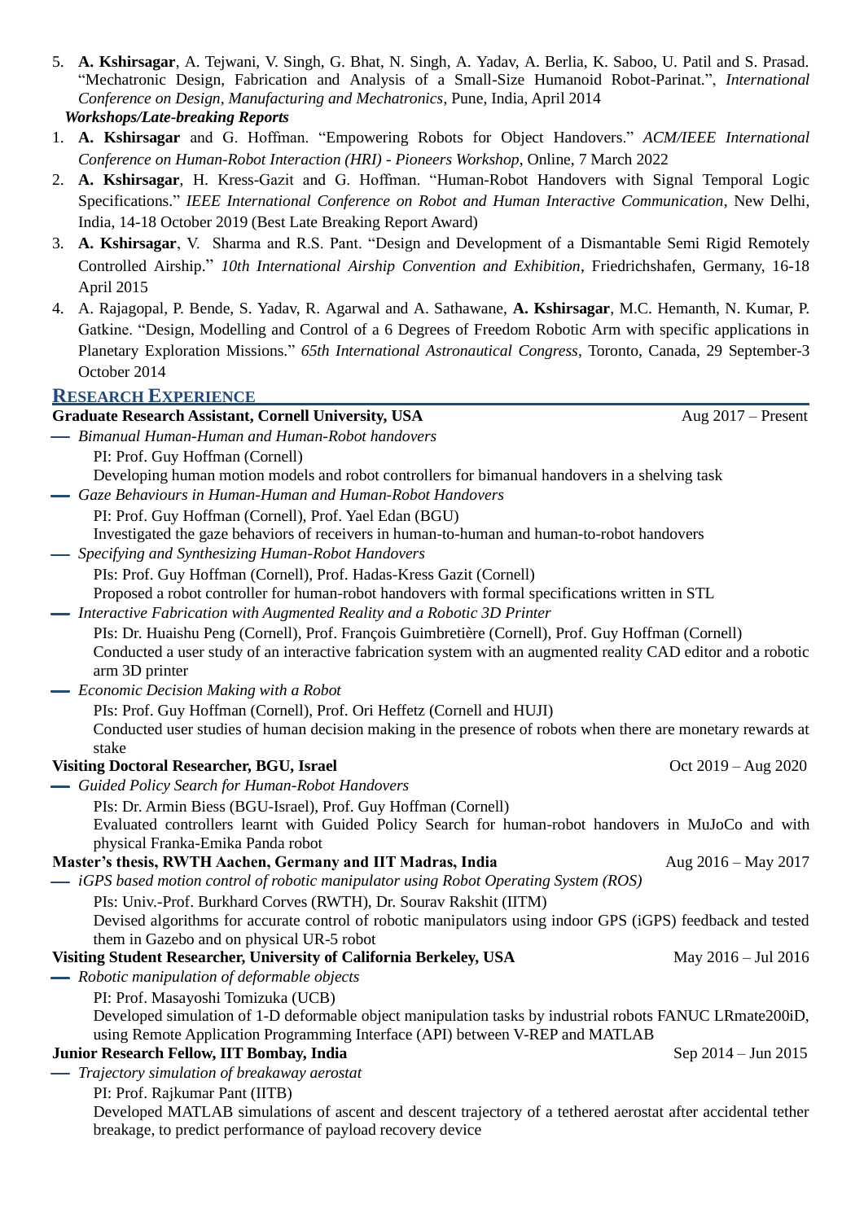5. **A. Kshirsagar**, A. Tejwani, V. Singh, G. Bhat, N. Singh, A. Yadav, A. Berlia, K. Saboo, U. Patil and S. Prasad. "Mechatronic Design, Fabrication and Analysis of a Small-Size Humanoid Robot-Parinat.", *International Conference on Design, Manufacturing and Mechatronics*, Pune, India, April 2014

***Workshops/Late-breaking Reports***

1. **A. Kshirsagar** and G. Hoffman. "Empowering Robots for Object Handovers." *ACM/IEEE International Conference on Human-Robot Interaction (HRI) - Pioneers Workshop*, Online, 7 March 2022
2. **A. Kshirsagar**, H. Kress-Gazit and G. Hoffman. "Human-Robot Handovers with Signal Temporal Logic Specifications." *IEEE International Conference on Robot and Human Interactive Communication*, New Delhi, India, 14-18 October 2019 (Best Late Breaking Report Award)
3. **A. Kshirsagar**, V. Sharma and R.S. Pant. "Design and Development of a Dismantable Semi Rigid Remotely Controlled Airship." *10th International Airship Convention and Exhibition*, Friedrichshafen, Germany, 16-18 April 2015
4. A. Rajagopal, P. Bende, S. Yadav, R. Agarwal and A. Sathawane, **A. Kshirsagar**, M.C. Hemanth, N. Kumar, P. Gatkine. "Design, Modelling and Control of a 6 Degrees of Freedom Robotic Arm with specific applications in Planetary Exploration Missions." *65th International Astronautical Congress*, Toronto, Canada, 29 September-3 October 2014

## RESEARCH EXPERIENCE

**Graduate Research Assistant, Cornell University, USA** — Aug 2017 – Present

- *Bimanual Human-Human and Human-Robot handovers*
  PI: Prof. Guy Hoffman (Cornell)
  Developing human motion models and robot controllers for bimanual handovers in a shelving task
- *Gaze Behaviours in Human-Human and Human-Robot Handovers*
  PI: Prof. Guy Hoffman (Cornell), Prof. Yael Edan (BGU)
  Investigated the gaze behaviors of receivers in human-to-human and human-to-robot handovers
- *Specifying and Synthesizing Human-Robot Handovers*
  PIs: Prof. Guy Hoffman (Cornell), Prof. Hadas-Kress Gazit (Cornell)
  Proposed a robot controller for human-robot handovers with formal specifications written in STL
- *Interactive Fabrication with Augmented Reality and a Robotic 3D Printer*
  PIs: Dr. Huaishu Peng (Cornell), Prof. François Guimbretière (Cornell), Prof. Guy Hoffman (Cornell)
  Conducted a user study of an interactive fabrication system with an augmented reality CAD editor and a robotic arm 3D printer
- *Economic Decision Making with a Robot*
  PIs: Prof. Guy Hoffman (Cornell), Prof. Ori Heffetz (Cornell and HUJI)
  Conducted user studies of human decision making in the presence of robots when there are monetary rewards at stake

**Visiting Doctoral Researcher, BGU, Israel** — Oct 2019 – Aug 2020

- *Guided Policy Search for Human-Robot Handovers*
  PIs: Dr. Armin Biess (BGU-Israel), Prof. Guy Hoffman (Cornell)
  Evaluated controllers learnt with Guided Policy Search for human-robot handovers in MuJoCo and with physical Franka-Emika Panda robot

**Master's thesis, RWTH Aachen, Germany and IIT Madras, India** — Aug 2016 – May 2017

- *iGPS based motion control of robotic manipulator using Robot Operating System (ROS)*
  PIs: Univ.-Prof. Burkhard Corves (RWTH), Dr. Sourav Rakshit (IITM)
  Devised algorithms for accurate control of robotic manipulators using indoor GPS (iGPS) feedback and tested them in Gazebo and on physical UR-5 robot

**Visiting Student Researcher, University of California Berkeley, USA** — May 2016 – Jul 2016

- *Robotic manipulation of deformable objects*
  PI: Prof. Masayoshi Tomizuka (UCB)
  Developed simulation of 1-D deformable object manipulation tasks by industrial robots FANUC LRmate200iD, using Remote Application Programming Interface (API) between V-REP and MATLAB

**Junior Research Fellow, IIT Bombay, India** — Sep 2014 – Jun 2015

- *Trajectory simulation of breakaway aerostat*
  PI: Prof. Rajkumar Pant (IITB)
  Developed MATLAB simulations of ascent and descent trajectory of a tethered aerostat after accidental tether breakage, to predict performance of payload recovery device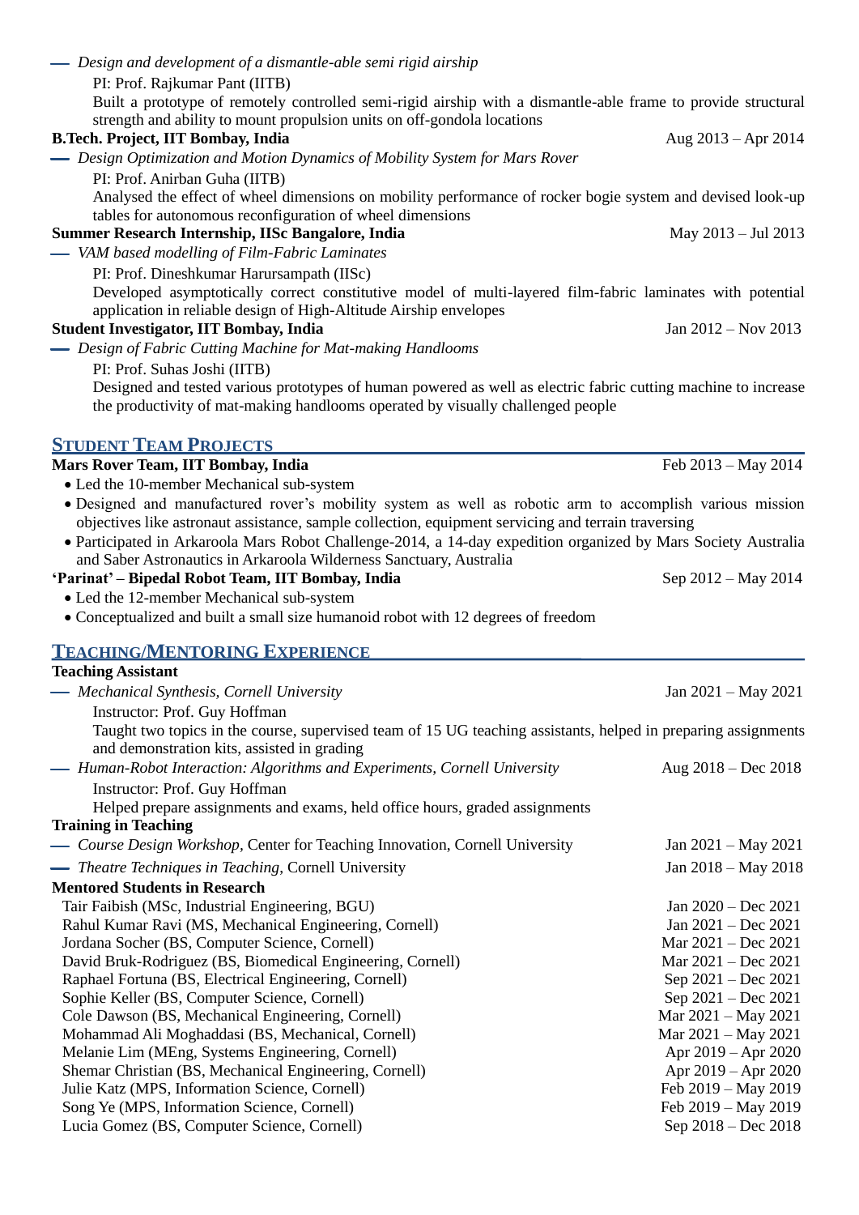— *Design and development of a dismantle-able semi rigid airship*

PI: Prof. Rajkumar Pant (IITB)

Built a prototype of remotely controlled semi-rigid airship with a dismantle-able frame to provide structural strength and ability to mount propulsion units on off-gondola locations

**B.Tech. Project, IIT Bombay, India** Aug 2013 – Apr 2014

— *Design Optimization and Motion Dynamics of Mobility System for Mars Rover*

PI: Prof. Anirban Guha (IITB)

Analysed the effect of wheel dimensions on mobility performance of rocker bogie system and devised look-up tables for autonomous reconfiguration of wheel dimensions

**Summer Research Internship, IISc Bangalore, India** May 2013 – Jul 2013

— *VAM based modelling of Film-Fabric Laminates*

PI: Prof. Dineshkumar Harursampath (IISc)

Developed asymptotically correct constitutive model of multi-layered film-fabric laminates with potential application in reliable design of High-Altitude Airship envelopes

**Student Investigator, IIT Bombay, India** Jan 2012 – Nov 2013

— *Design of Fabric Cutting Machine for Mat-making Handlooms*

PI: Prof. Suhas Joshi (IITB)

Designed and tested various prototypes of human powered as well as electric fabric cutting machine to increase the productivity of mat-making handlooms operated by visually challenged people

## STUDENT TEAM PROJECTS

**Mars Rover Team, IIT Bombay, India** Feb 2013 – May 2014

- Led the 10-member Mechanical sub-system
- Designed and manufactured rover's mobility system as well as robotic arm to accomplish various mission objectives like astronaut assistance, sample collection, equipment servicing and terrain traversing
- Participated in Arkaroola Mars Robot Challenge-2014, a 14-day expedition organized by Mars Society Australia and Saber Astronautics in Arkaroola Wilderness Sanctuary, Australia

**'Parinat' – Bipedal Robot Team, IIT Bombay, India** Sep 2012 – May 2014

- Led the 12-member Mechanical sub-system
- Conceptualized and built a small size humanoid robot with 12 degrees of freedom

## TEACHING/MENTORING EXPERIENCE

**Teaching Assistant**

— *Mechanical Synthesis, Cornell University* Jan 2021 – May 2021

Instructor: Prof. Guy Hoffman

Taught two topics in the course, supervised team of 15 UG teaching assistants, helped in preparing assignments and demonstration kits, assisted in grading

— *Human-Robot Interaction: Algorithms and Experiments, Cornell University* Aug 2018 – Dec 2018

Instructor: Prof. Guy Hoffman

Helped prepare assignments and exams, held office hours, graded assignments

**Training in Teaching**

— *Course Design Workshop*, Center for Teaching Innovation, Cornell University Jan 2021 – May 2021

— *Theatre Techniques in Teaching*, Cornell University Jan 2018 – May 2018

**Mentored Students in Research**

Tair Faibish (MSc, Industrial Engineering, BGU) Jan 2020 – Dec 2021
Rahul Kumar Ravi (MS, Mechanical Engineering, Cornell) Jan 2021 – Dec 2021
Jordana Socher (BS, Computer Science, Cornell) Mar 2021 – Dec 2021
David Bruk-Rodriguez (BS, Biomedical Engineering, Cornell) Mar 2021 – Dec 2021
Raphael Fortuna (BS, Electrical Engineering, Cornell) Sep 2021 – Dec 2021
Sophie Keller (BS, Computer Science, Cornell) Sep 2021 – Dec 2021
Cole Dawson (BS, Mechanical Engineering, Cornell) Mar 2021 – May 2021
Mohammad Ali Moghaddasi (BS, Mechanical, Cornell) Mar 2021 – May 2021
Melanie Lim (MEng, Systems Engineering, Cornell) Apr 2019 – Apr 2020
Shemar Christian (BS, Mechanical Engineering, Cornell) Apr 2019 – Apr 2020
Julie Katz (MPS, Information Science, Cornell) Feb 2019 – May 2019
Song Ye (MPS, Information Science, Cornell) Feb 2019 – May 2019
Lucia Gomez (BS, Computer Science, Cornell) Sep 2018 – Dec 2018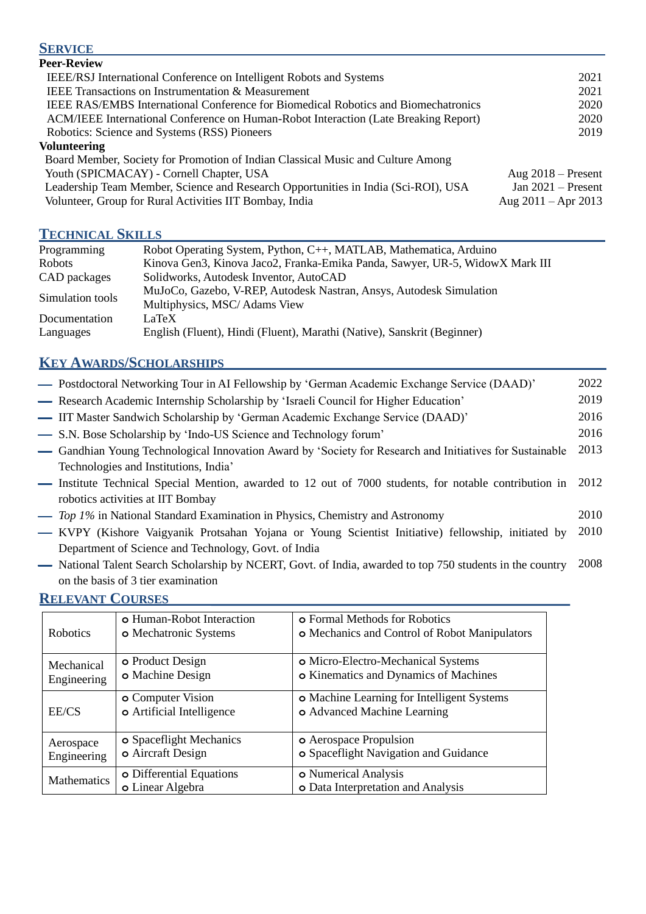## SERVICE

**Peer-Review**

- IEEE/RSJ International Conference on Intelligent Robots and Systems — 2021
- IEEE Transactions on Instrumentation & Measurement — 2021
- IEEE RAS/EMBS International Conference for Biomedical Robotics and Biomechatronics — 2020
- ACM/IEEE International Conference on Human-Robot Interaction (Late Breaking Report) — 2020
- Robotics: Science and Systems (RSS) Pioneers — 2019

**Volunteering**

- Board Member, Society for Promotion of Indian Classical Music and Culture Among Youth (SPICMACAY) - Cornell Chapter, USA — Aug 2018 – Present
- Leadership Team Member, Science and Research Opportunities in India (Sci-ROI), USA — Jan 2021 – Present
- Volunteer, Group for Rural Activities IIT Bombay, India — Aug 2011 – Apr 2013

## TECHNICAL SKILLS

| | |
|---|---|
| Programming | Robot Operating System, Python, C++, MATLAB, Mathematica, Arduino |
| Robots | Kinova Gen3, Kinova Jaco2, Franka-Emika Panda, Sawyer, UR-5, WidowX Mark III |
| CAD packages | Solidworks, Autodesk Inventor, AutoCAD |
| Simulation tools | MuJoCo, Gazebo, V-REP, Autodesk Nastran, Ansys, Autodesk Simulation Multiphysics, MSC/ Adams View |
| Documentation | LaTeX |
| Languages | English (Fluent), Hindi (Fluent), Marathi (Native), Sanskrit (Beginner) |

## KEY AWARDS/SCHOLARSHIPS

- Postdoctoral Networking Tour in AI Fellowship by 'German Academic Exchange Service (DAAD)' — 2022
- Research Academic Internship Scholarship by 'Israeli Council for Higher Education' — 2019
- IIT Master Sandwich Scholarship by 'German Academic Exchange Service (DAAD)' — 2016
- S.N. Bose Scholarship by 'Indo-US Science and Technology forum' — 2016
- Gandhian Young Technological Innovation Award by 'Society for Research and Initiatives for Sustainable Technologies and Institutions, India' — 2013
- Institute Technical Special Mention, awarded to 12 out of 7000 students, for notable contribution in robotics activities at IIT Bombay — 2012
- *Top 1%* in National Standard Examination in Physics, Chemistry and Astronomy — 2010
- KVPY (Kishore Vaigyanik Protsahan Yojana or Young Scientist Initiative) fellowship, initiated by Department of Science and Technology, Govt. of India — 2010
- National Talent Search Scholarship by NCERT, Govt. of India, awarded to top 750 students in the country on the basis of 3 tier examination — 2008

## RELEVANT COURSES

| | | |
|---|---|---|
| Robotics | Human-Robot Interaction<br>Mechatronic Systems | Formal Methods for Robotics<br>Mechanics and Control of Robot Manipulators |
| Mechanical Engineering | Product Design<br>Machine Design | Micro-Electro-Mechanical Systems<br>Kinematics and Dynamics of Machines |
| EE/CS | Computer Vision<br>Artificial Intelligence | Machine Learning for Intelligent Systems<br>Advanced Machine Learning |
| Aerospace Engineering | Spaceflight Mechanics<br>Aircraft Design | Aerospace Propulsion<br>Spaceflight Navigation and Guidance |
| Mathematics | Differential Equations<br>Linear Algebra | Numerical Analysis<br>Data Interpretation and Analysis |